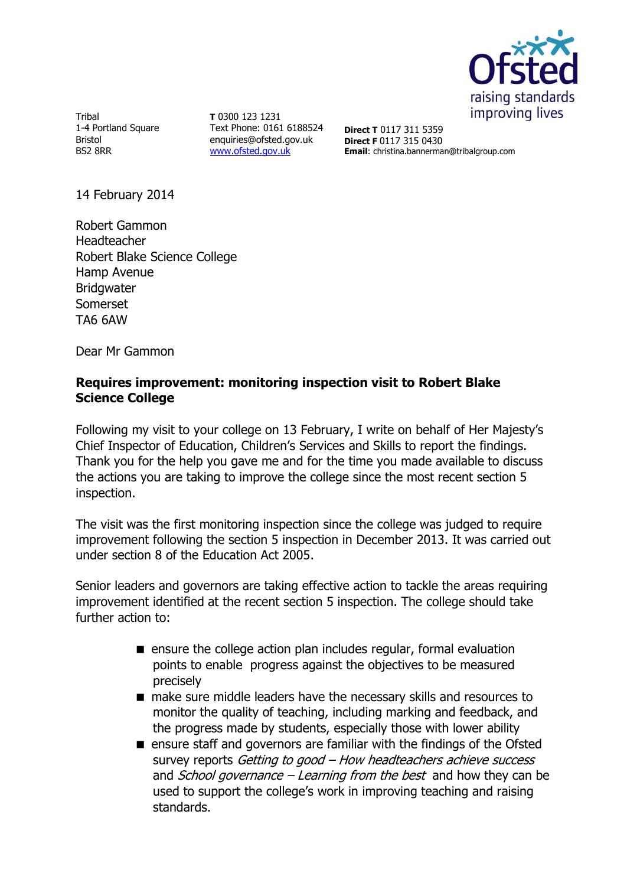Ofsted
raising standards
improving lives

Tribal
1-4 Portland Square
Bristol
BS2 8RR

**T** 0300 123 1231
Text Phone: 0161 6188524
enquiries@ofsted.gov.uk
www.ofsted.gov.uk

**Direct T** 0117 311 5359
**Direct F** 0117 315 0430
**Email**: christina.bannerman@tribalgroup.com

14 February 2014

Robert Gammon
Headteacher
Robert Blake Science College
Hamp Avenue
Bridgwater
Somerset
TA6 6AW

Dear Mr Gammon

**Requires improvement: monitoring inspection visit to Robert Blake Science College**

Following my visit to your college on 13 February, I write on behalf of Her Majesty's Chief Inspector of Education, Children's Services and Skills to report the findings. Thank you for the help you gave me and for the time you made available to discuss the actions you are taking to improve the college since the most recent section 5 inspection.

The visit was the first monitoring inspection since the college was judged to require improvement following the section 5 inspection in December 2013. It was carried out under section 8 of the Education Act 2005.

Senior leaders and governors are taking effective action to tackle the areas requiring improvement identified at the recent section 5 inspection. The college should take further action to:

- ensure the college action plan includes regular, formal evaluation points to enable progress against the objectives to be measured precisely
- make sure middle leaders have the necessary skills and resources to monitor the quality of teaching, including marking and feedback, and the progress made by students, especially those with lower ability
- ensure staff and governors are familiar with the findings of the Ofsted survey reports *Getting to good – How headteachers achieve success* and *School governance – Learning from the best* and how they can be used to support the college's work in improving teaching and raising standards.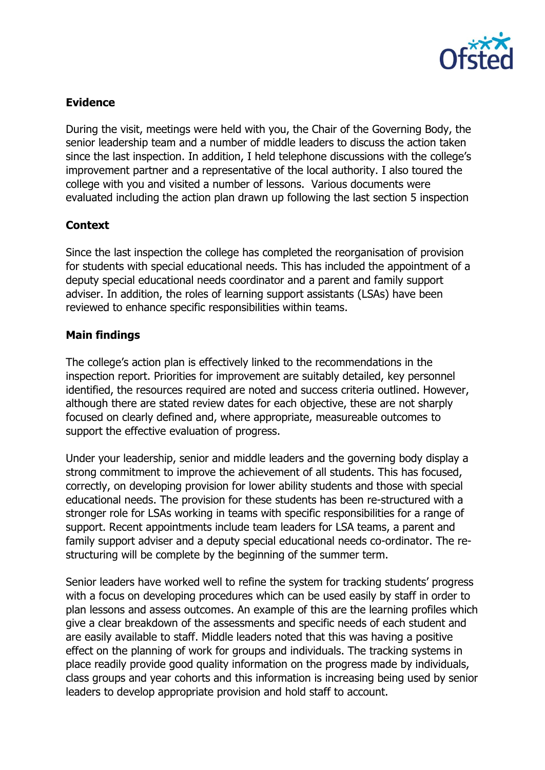## Evidence

During the visit, meetings were held with you, the Chair of the Governing Body, the senior leadership team and a number of middle leaders to discuss the action taken since the last inspection. In addition, I held telephone discussions with the college's improvement partner and a representative of the local authority. I also toured the college with you and visited a number of lessons. Various documents were evaluated including the action plan drawn up following the last section 5 inspection

## Context

Since the last inspection the college has completed the reorganisation of provision for students with special educational needs. This has included the appointment of a deputy special educational needs coordinator and a parent and family support adviser. In addition, the roles of learning support assistants (LSAs) have been reviewed to enhance specific responsibilities within teams.

## Main findings

The college's action plan is effectively linked to the recommendations in the inspection report. Priorities for improvement are suitably detailed, key personnel identified, the resources required are noted and success criteria outlined. However, although there are stated review dates for each objective, these are not sharply focused on clearly defined and, where appropriate, measureable outcomes to support the effective evaluation of progress.

Under your leadership, senior and middle leaders and the governing body display a strong commitment to improve the achievement of all students. This has focused, correctly, on developing provision for lower ability students and those with special educational needs. The provision for these students has been re-structured with a stronger role for LSAs working in teams with specific responsibilities for a range of support. Recent appointments include team leaders for LSA teams, a parent and family support adviser and a deputy special educational needs co-ordinator. The re-structuring will be complete by the beginning of the summer term.

Senior leaders have worked well to refine the system for tracking students' progress with a focus on developing procedures which can be used easily by staff in order to plan lessons and assess outcomes. An example of this are the learning profiles which give a clear breakdown of the assessments and specific needs of each student and are easily available to staff. Middle leaders noted that this was having a positive effect on the planning of work for groups and individuals. The tracking systems in place readily provide good quality information on the progress made by individuals, class groups and year cohorts and this information is increasing being used by senior leaders to develop appropriate provision and hold staff to account.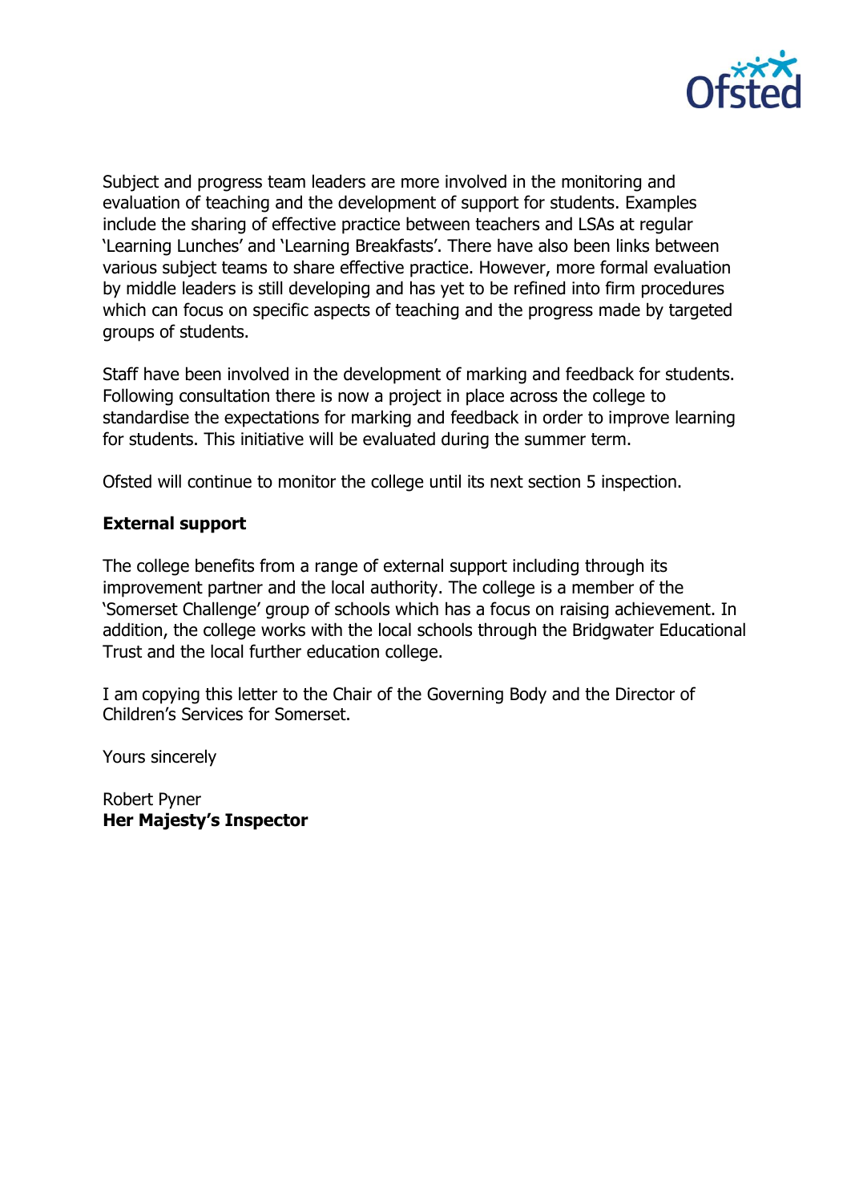Subject and progress team leaders are more involved in the monitoring and evaluation of teaching and the development of support for students. Examples include the sharing of effective practice between teachers and LSAs at regular 'Learning Lunches' and 'Learning Breakfasts'. There have also been links between various subject teams to share effective practice. However, more formal evaluation by middle leaders is still developing and has yet to be refined into firm procedures which can focus on specific aspects of teaching and the progress made by targeted groups of students.

Staff have been involved in the development of marking and feedback for students. Following consultation there is now a project in place across the college to standardise the expectations for marking and feedback in order to improve learning for students. This initiative will be evaluated during the summer term.

Ofsted will continue to monitor the college until its next section 5 inspection.

**External support**

The college benefits from a range of external support including through its improvement partner and the local authority. The college is a member of the 'Somerset Challenge' group of schools which has a focus on raising achievement. In addition, the college works with the local schools through the Bridgwater Educational Trust and the local further education college.

I am copying this letter to the Chair of the Governing Body and the Director of Children's Services for Somerset.

Yours sincerely

Robert Pyner
**Her Majesty's Inspector**